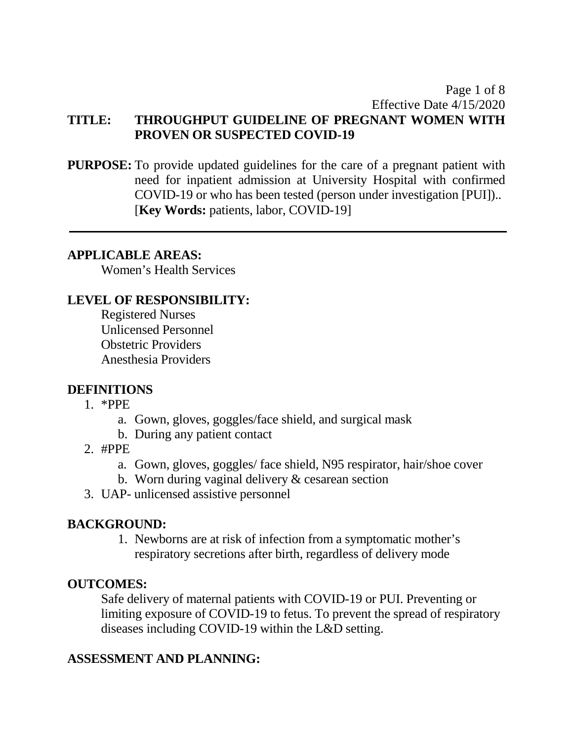**TITLE: THROUGHPUT GUIDELINE OF PREGNANT WOMEN WITH PROVEN OR SUSPECTED COVID-19**

Effective Date 4/15/2020

**PURPOSE:** To provide updated guidelines for the care of a pregnant patient with need for inpatient admission at University Hospital with confirmed COVID-19 or who has been tested (person under investigation [PUI]).. [**Key Words:** patients, labor, COVID-19]

---

## APPLICABLE AREAS:

Women's Health Services

## LEVEL OF RESPONSIBILITY:

Registered Nurses
Unlicensed Personnel
Obstetric Providers
Anesthesia Providers

## DEFINITIONS

1. *PPE
    a. Gown, gloves, goggles/face shield, and surgical mask
    b. During any patient contact
2. #PPE
    a. Gown, gloves, goggles/ face shield, N95 respirator, hair/shoe cover
    b. Worn during vaginal delivery & cesarean section
3. UAP- unlicensed assistive personnel

## BACKGROUND:

1. Newborns are at risk of infection from a symptomatic mother's respiratory secretions after birth, regardless of delivery mode

## OUTCOMES:

Safe delivery of maternal patients with COVID-19 or PUI. Preventing or limiting exposure of COVID-19 to fetus. To prevent the spread of respiratory diseases including COVID-19 within the L&D setting.

## ASSESSMENT AND PLANNING: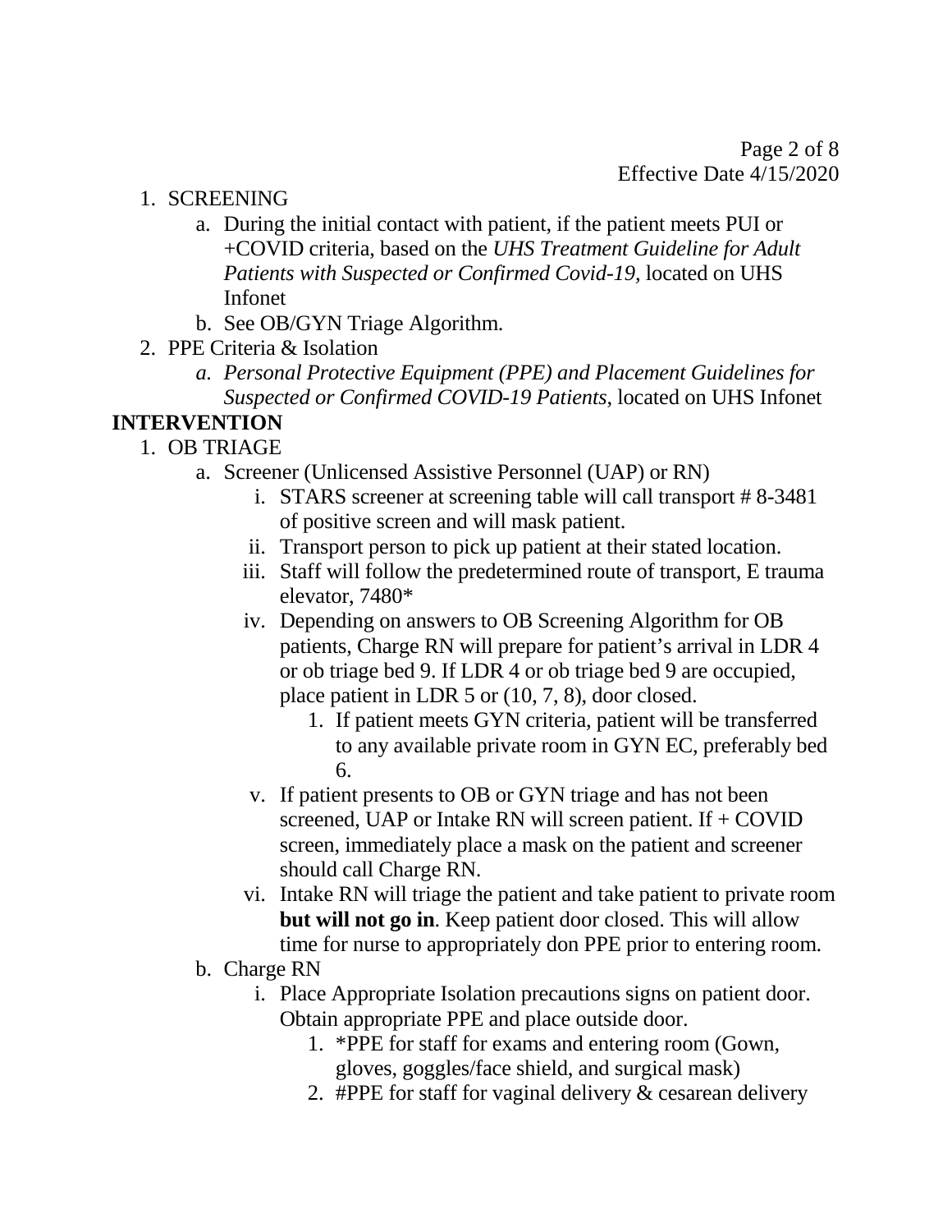1. SCREENING
    a. During the initial contact with patient, if the patient meets PUI or +COVID criteria, based on the *UHS Treatment Guideline for Adult Patients with Suspected or Confirmed Covid-19,* located on UHS Infonet
    b. See OB/GYN Triage Algorithm.
2. PPE Criteria & Isolation
    a. *Personal Protective Equipment (PPE) and Placement Guidelines for Suspected or Confirmed COVID-19 Patients,* located on UHS Infonet

**INTERVENTION**

1. OB TRIAGE
    a. Screener (Unlicensed Assistive Personnel (UAP) or RN)
        i. STARS screener at screening table will call transport # 8-3481 of positive screen and will mask patient.
        ii. Transport person to pick up patient at their stated location.
        iii. Staff will follow the predetermined route of transport, E trauma elevator, 7480*
        iv. Depending on answers to OB Screening Algorithm for OB patients, Charge RN will prepare for patient's arrival in LDR 4 or ob triage bed 9. If LDR 4 or ob triage bed 9 are occupied, place patient in LDR 5 or (10, 7, 8), door closed.
            1. If patient meets GYN criteria, patient will be transferred to any available private room in GYN EC, preferably bed 6.
        v. If patient presents to OB or GYN triage and has not been screened, UAP or Intake RN will screen patient. If + COVID screen, immediately place a mask on the patient and screener should call Charge RN.
        vi. Intake RN will triage the patient and take patient to private room **but will not go in**. Keep patient door closed. This will allow time for nurse to appropriately don PPE prior to entering room.
    b. Charge RN
        i. Place Appropriate Isolation precautions signs on patient door. Obtain appropriate PPE and place outside door.
            1. *PPE for staff for exams and entering room (Gown, gloves, goggles/face shield, and surgical mask)
            2. #PPE for staff for vaginal delivery & cesarean delivery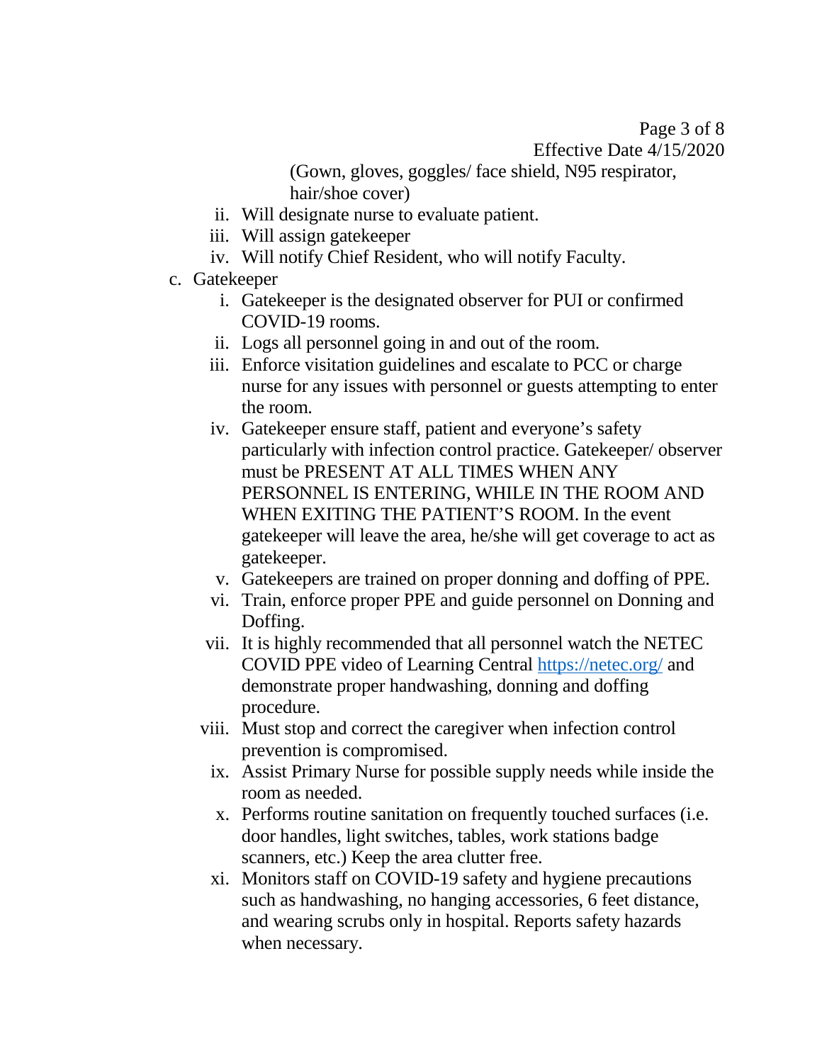(Gown, gloves, goggles/ face shield, N95 respirator, hair/shoe cover)

- ii. Will designate nurse to evaluate patient.
- iii. Will assign gatekeeper
- iv. Will notify Chief Resident, who will notify Faculty.

c. Gatekeeper

- i. Gatekeeper is the designated observer for PUI or confirmed COVID-19 rooms.
- ii. Logs all personnel going in and out of the room.
- iii. Enforce visitation guidelines and escalate to PCC or charge nurse for any issues with personnel or guests attempting to enter the room.
- iv. Gatekeeper ensure staff, patient and everyone's safety particularly with infection control practice. Gatekeeper/ observer must be PRESENT AT ALL TIMES WHEN ANY PERSONNEL IS ENTERING, WHILE IN THE ROOM AND WHEN EXITING THE PATIENT'S ROOM. In the event gatekeeper will leave the area, he/she will get coverage to act as gatekeeper.
- v. Gatekeepers are trained on proper donning and doffing of PPE.
- vi. Train, enforce proper PPE and guide personnel on Donning and Doffing.
- vii. It is highly recommended that all personnel watch the NETEC COVID PPE video of Learning Central https://netec.org/ and demonstrate proper handwashing, donning and doffing procedure.
- viii. Must stop and correct the caregiver when infection control prevention is compromised.
- ix. Assist Primary Nurse for possible supply needs while inside the room as needed.
- x. Performs routine sanitation on frequently touched surfaces (i.e. door handles, light switches, tables, work stations badge scanners, etc.) Keep the area clutter free.
- xi. Monitors staff on COVID-19 safety and hygiene precautions such as handwashing, no hanging accessories, 6 feet distance, and wearing scrubs only in hospital. Reports safety hazards when necessary.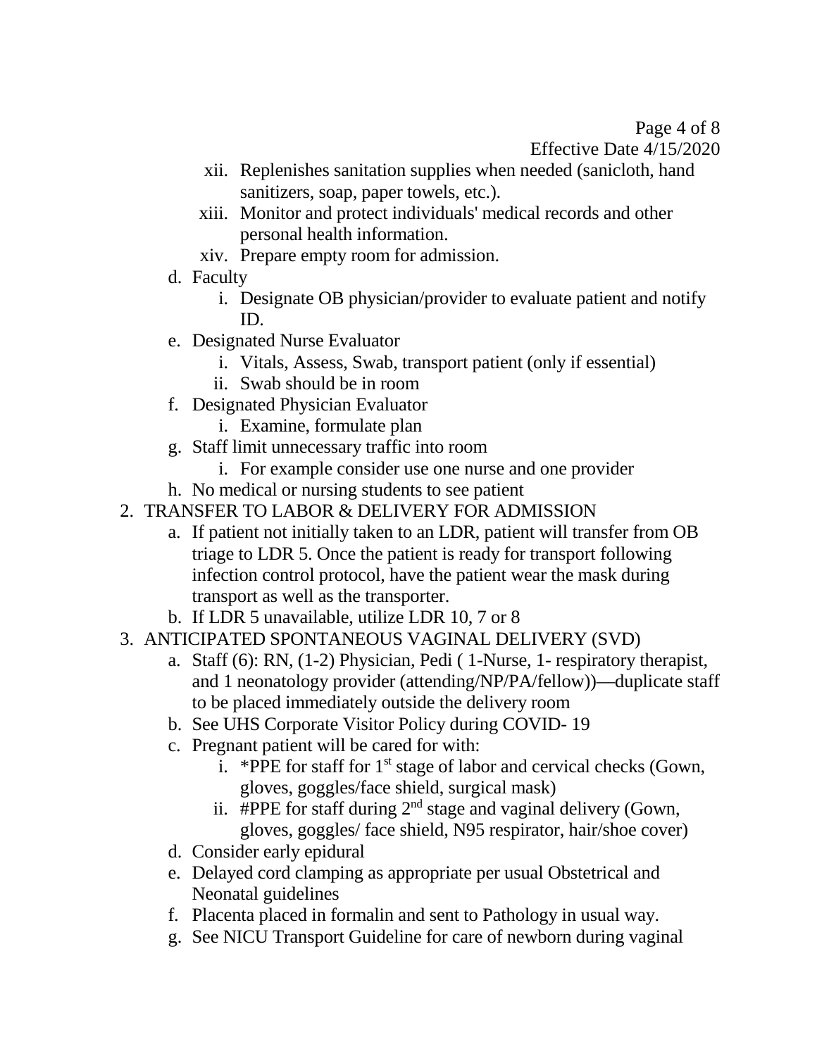xii. Replenishes sanitation supplies when needed (sanicloth, hand sanitizers, soap, paper towels, etc.).

xiii. Monitor and protect individuals' medical records and other personal health information.

xiv. Prepare empty room for admission.

d. Faculty

  i. Designate OB physician/provider to evaluate patient and notify ID.

e. Designated Nurse Evaluator

  i. Vitals, Assess, Swab, transport patient (only if essential)

  ii. Swab should be in room

f. Designated Physician Evaluator

  i. Examine, formulate plan

g. Staff limit unnecessary traffic into room

  i. For example consider use one nurse and one provider

h. No medical or nursing students to see patient

2. TRANSFER TO LABOR & DELIVERY FOR ADMISSION

  a. If patient not initially taken to an LDR, patient will transfer from OB triage to LDR 5. Once the patient is ready for transport following infection control protocol, have the patient wear the mask during transport as well as the transporter.

  b. If LDR 5 unavailable, utilize LDR 10, 7 or 8

3. ANTICIPATED SPONTANEOUS VAGINAL DELIVERY (SVD)

  a. Staff (6): RN, (1-2) Physician, Pedi ( 1-Nurse, 1- respiratory therapist, and 1 neonatology provider (attending/NP/PA/fellow))—duplicate staff to be placed immediately outside the delivery room

  b. See UHS Corporate Visitor Policy during COVID- 19

  c. Pregnant patient will be cared for with:

    i. *PPE for staff for 1st stage of labor and cervical checks (Gown, gloves, goggles/face shield, surgical mask)

    ii. #PPE for staff during 2nd stage and vaginal delivery (Gown, gloves, goggles/ face shield, N95 respirator, hair/shoe cover)

  d. Consider early epidural

  e. Delayed cord clamping as appropriate per usual Obstetrical and Neonatal guidelines

  f. Placenta placed in formalin and sent to Pathology in usual way.

  g. See NICU Transport Guideline for care of newborn during vaginal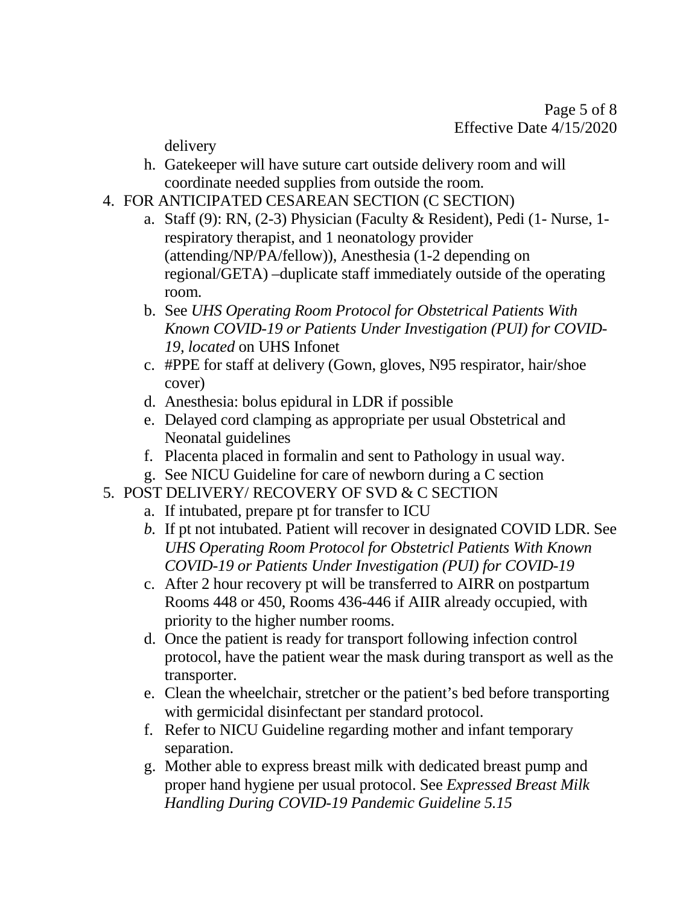delivery

h. Gatekeeper will have suture cart outside delivery room and will coordinate needed supplies from outside the room.

4. FOR ANTICIPATED CESAREAN SECTION (C SECTION)
   a. Staff (9): RN, (2-3) Physician (Faculty & Resident), Pedi (1- Nurse, 1- respiratory therapist, and 1 neonatology provider (attending/NP/PA/fellow)), Anesthesia (1-2 depending on regional/GETA) –duplicate staff immediately outside of the operating room.
   b. See *UHS Operating Room Protocol for Obstetrical Patients With Known COVID-19 or Patients Under Investigation (PUI) for COVID-19, located* on UHS Infonet
   c. #PPE for staff at delivery (Gown, gloves, N95 respirator, hair/shoe cover)
   d. Anesthesia: bolus epidural in LDR if possible
   e. Delayed cord clamping as appropriate per usual Obstetrical and Neonatal guidelines
   f. Placenta placed in formalin and sent to Pathology in usual way.
   g. See NICU Guideline for care of newborn during a C section
5. POST DELIVERY/ RECOVERY OF SVD & C SECTION
   a. If intubated, prepare pt for transfer to ICU
   b. If pt not intubated. Patient will recover in designated COVID LDR. See *UHS Operating Room Protocol for Obstetricl Patients With Known COVID-19 or Patients Under Investigation (PUI) for COVID-19*
   c. After 2 hour recovery pt will be transferred to AIRR on postpartum Rooms 448 or 450, Rooms 436-446 if AIIR already occupied, with priority to the higher number rooms.
   d. Once the patient is ready for transport following infection control protocol, have the patient wear the mask during transport as well as the transporter.
   e. Clean the wheelchair, stretcher or the patient's bed before transporting with germicidal disinfectant per standard protocol.
   f. Refer to NICU Guideline regarding mother and infant temporary separation.
   g. Mother able to express breast milk with dedicated breast pump and proper hand hygiene per usual protocol. See *Expressed Breast Milk Handling During COVID-19 Pandemic Guideline 5.15*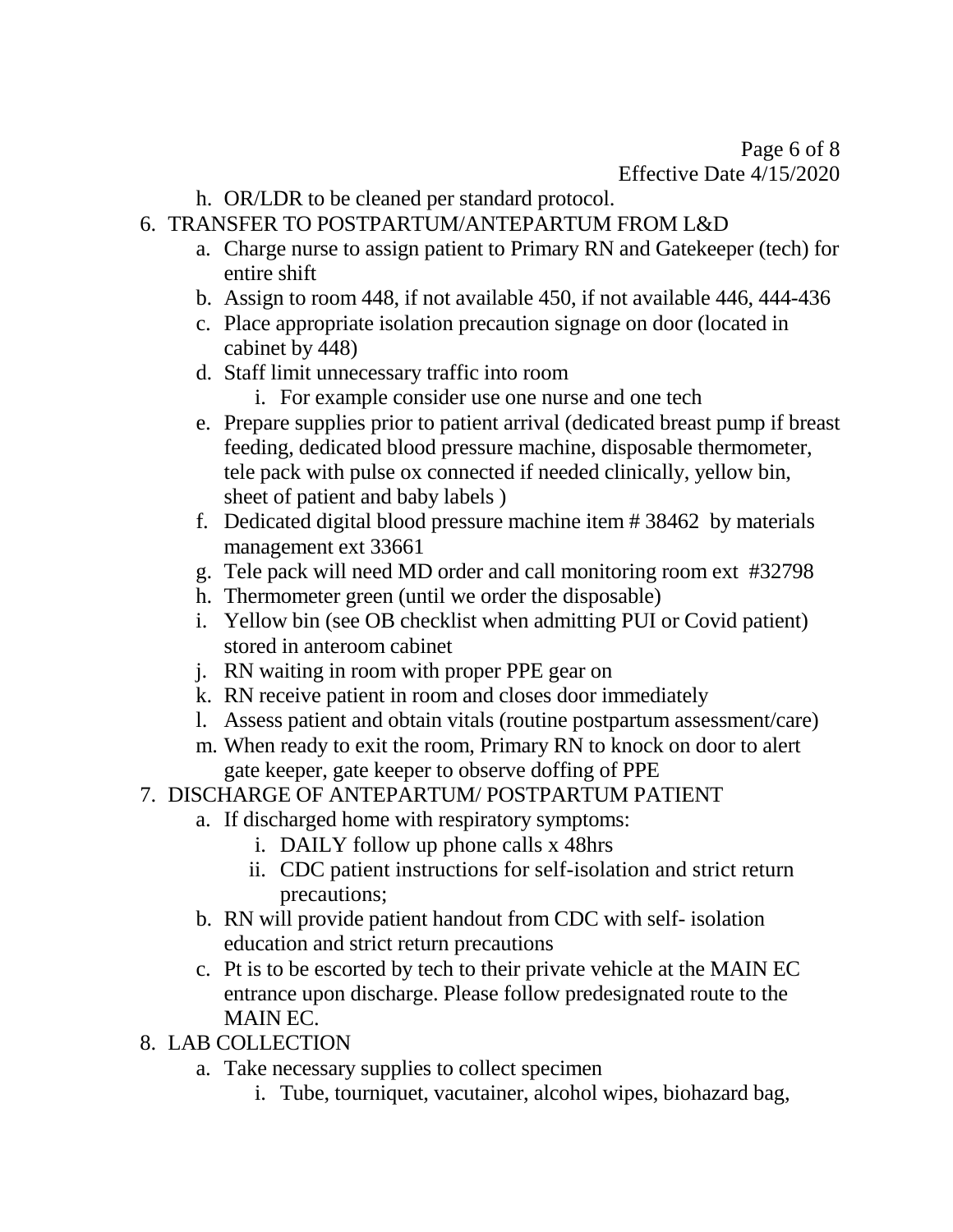h. OR/LDR to be cleaned per standard protocol.

6. TRANSFER TO POSTPARTUM/ANTEPARTUM FROM L&D
   a. Charge nurse to assign patient to Primary RN and Gatekeeper (tech) for entire shift
   b. Assign to room 448, if not available 450, if not available 446, 444-436
   c. Place appropriate isolation precaution signage on door (located in cabinet by 448)
   d. Staff limit unnecessary traffic into room
      i. For example consider use one nurse and one tech
   e. Prepare supplies prior to patient arrival (dedicated breast pump if breast feeding, dedicated blood pressure machine, disposable thermometer, tele pack with pulse ox connected if needed clinically, yellow bin, sheet of patient and baby labels )
   f. Dedicated digital blood pressure machine item # 38462 by materials management ext 33661
   g. Tele pack will need MD order and call monitoring room ext #32798
   h. Thermometer green (until we order the disposable)
   i. Yellow bin (see OB checklist when admitting PUI or Covid patient) stored in anteroom cabinet
   j. RN waiting in room with proper PPE gear on
   k. RN receive patient in room and closes door immediately
   l. Assess patient and obtain vitals (routine postpartum assessment/care)
   m. When ready to exit the room, Primary RN to knock on door to alert gate keeper, gate keeper to observe doffing of PPE

7. DISCHARGE OF ANTEPARTUM/ POSTPARTUM PATIENT
   a. If discharged home with respiratory symptoms:
      i. DAILY follow up phone calls x 48hrs
      ii. CDC patient instructions for self-isolation and strict return precautions;
   b. RN will provide patient handout from CDC with self- isolation education and strict return precautions
   c. Pt is to be escorted by tech to their private vehicle at the MAIN EC entrance upon discharge. Please follow predesignated route to the MAIN EC.

8. LAB COLLECTION
   a. Take necessary supplies to collect specimen
      i. Tube, tourniquet, vacutainer, alcohol wipes, biohazard bag,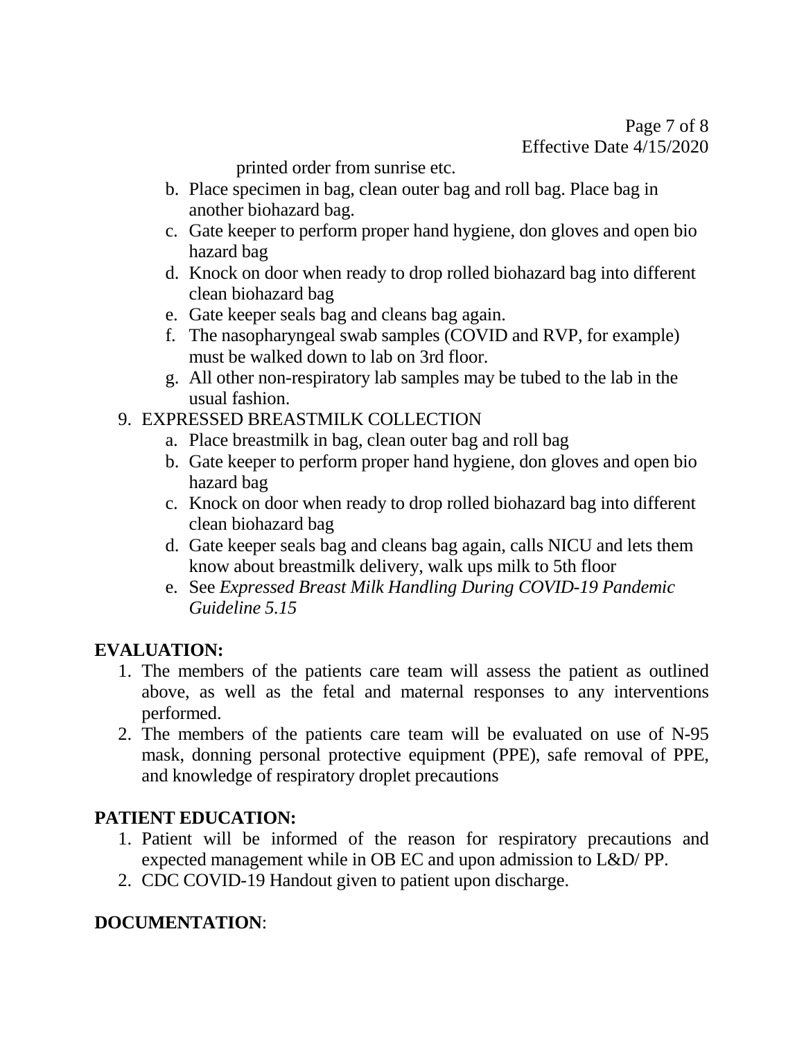printed order from sunrise etc.

   b. Place specimen in bag, clean outer bag and roll bag. Place bag in another biohazard bag.
   c. Gate keeper to perform proper hand hygiene, don gloves and open bio hazard bag
   d. Knock on door when ready to drop rolled biohazard bag into different clean biohazard bag
   e. Gate keeper seals bag and cleans bag again.
   f. The nasopharyngeal swab samples (COVID and RVP, for example) must be walked down to lab on 3rd floor.
   g. All other non-respiratory lab samples may be tubed to the lab in the usual fashion.

9. EXPRESSED BREASTMILK COLLECTION
   a. Place breastmilk in bag, clean outer bag and roll bag
   b. Gate keeper to perform proper hand hygiene, don gloves and open bio hazard bag
   c. Knock on door when ready to drop rolled biohazard bag into different clean biohazard bag
   d. Gate keeper seals bag and cleans bag again, calls NICU and lets them know about breastmilk delivery, walk ups milk to 5th floor
   e. See *Expressed Breast Milk Handling During COVID-19 Pandemic Guideline 5.15*

## EVALUATION:

1. The members of the patients care team will assess the patient as outlined above, as well as the fetal and maternal responses to any interventions performed.
2. The members of the patients care team will be evaluated on use of N-95 mask, donning personal protective equipment (PPE), safe removal of PPE, and knowledge of respiratory droplet precautions

## PATIENT EDUCATION:

1. Patient will be informed of the reason for respiratory precautions and expected management while in OB EC and upon admission to L&D/ PP.
2. CDC COVID-19 Handout given to patient upon discharge.

## DOCUMENTATION: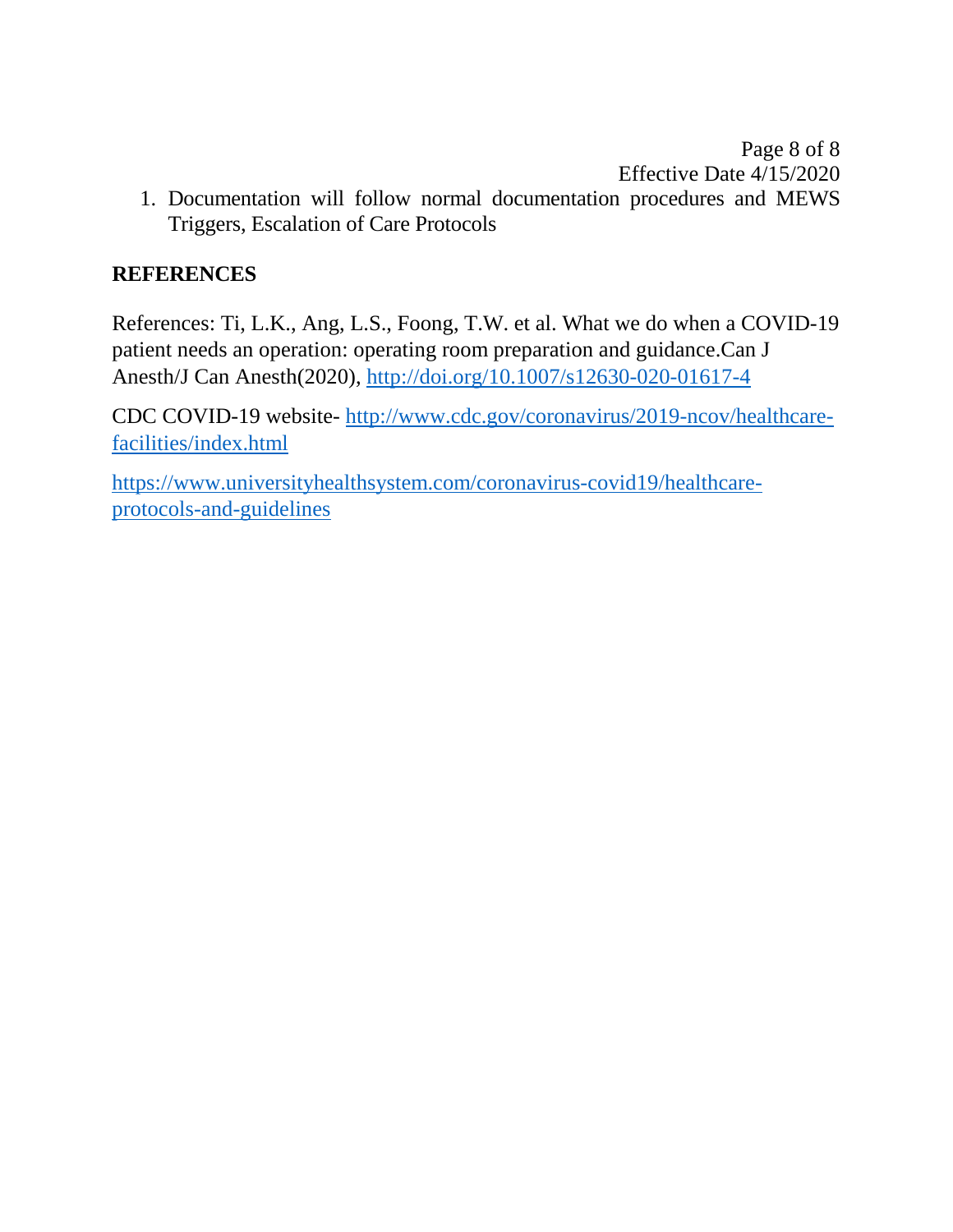1. Documentation will follow normal documentation procedures and MEWS Triggers, Escalation of Care Protocols

## REFERENCES

References: Ti, L.K., Ang, L.S., Foong, T.W. et al. What we do when a COVID-19 patient needs an operation: operating room preparation and guidance.Can J Anesth/J Can Anesth(2020), http://doi.org/10.1007/s12630-020-01617-4

CDC COVID-19 website- http://www.cdc.gov/coronavirus/2019-ncov/healthcare-facilities/index.html

https://www.universityhealthsystem.com/coronavirus-covid19/healthcare-protocols-and-guidelines